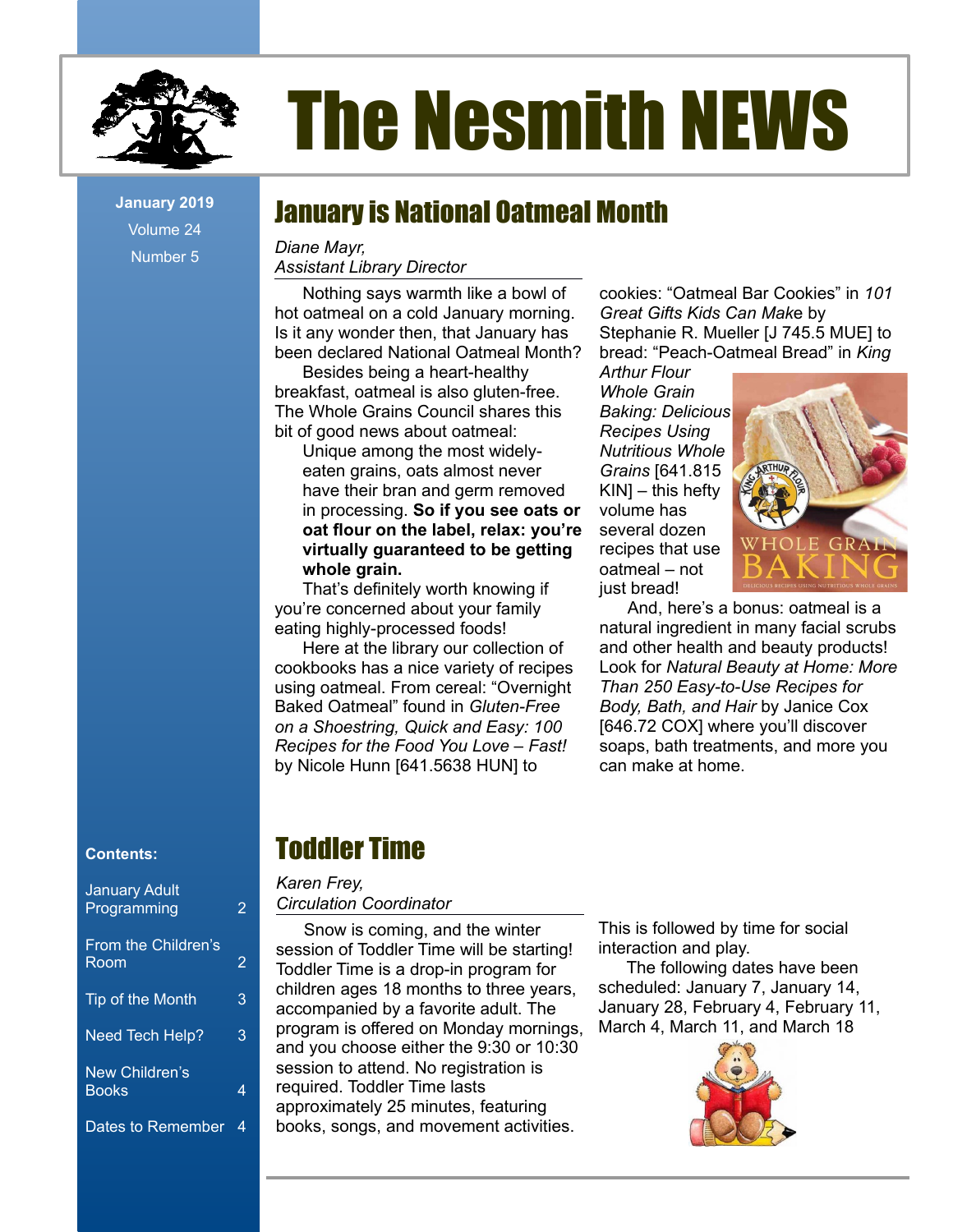# The Nesmith NEWS

**January 2019**
Volume 24
Number 5

## January is National Oatmeal Month

*Diane Mayr,*
*Assistant Library Director*

Nothing says warmth like a bowl of hot oatmeal on a cold January morning. Is it any wonder then, that January has been declared National Oatmeal Month?

Besides being a heart-healthy breakfast, oatmeal is also gluten-free. The Whole Grains Council shares this bit of good news about oatmeal:

> Unique among the most widely-eaten grains, oats almost never have their bran and germ removed in processing. **So if you see oats or oat flour on the label, relax: you're virtually guaranteed to be getting whole grain.**

That's definitely worth knowing if you're concerned about your family eating highly-processed foods!

Here at the library our collection of cookbooks has a nice variety of recipes using oatmeal. From cereal: "Overnight Baked Oatmeal" found in *Gluten-Free on a Shoestring, Quick and Easy: 100 Recipes for the Food You Love – Fast!* by Nicole Hunn [641.5638 HUN] to cookies: "Oatmeal Bar Cookies" in *101 Great Gifts Kids Can Make* by Stephanie R. Mueller [J 745.5 MUE] to bread: "Peach-Oatmeal Bread" in *King Arthur Flour Whole Grain Baking: Delicious Recipes Using Nutritious Whole Grains* [641.815 KIN] – this hefty volume has several dozen recipes that use oatmeal – not just bread!

And, here's a bonus: oatmeal is a natural ingredient in many facial scrubs and other health and beauty products! Look for *Natural Beauty at Home: More Than 250 Easy-to-Use Recipes for Body, Bath, and Hair* by Janice Cox [646.72 COX] where you'll discover soaps, bath treatments, and more you can make at home.

**Contents:**

| | |
|---|---|
| January Adult Programming | 2 |
| From the Children's Room | 2 |
| Tip of the Month | 3 |
| Need Tech Help? | 3 |
| New Children's Books | 4 |
| Dates to Remember | 4 |

## Toddler Time

*Karen Frey,*
*Circulation Coordinator*

Snow is coming, and the winter session of Toddler Time will be starting! Toddler Time is a drop-in program for children ages 18 months to three years, accompanied by a favorite adult. The program is offered on Monday mornings, and you choose either the 9:30 or 10:30 session to attend. No registration is required. Toddler Time lasts approximately 25 minutes, featuring books, songs, and movement activities. This is followed by time for social interaction and play.

The following dates have been scheduled: January 7, January 14, January 28, February 4, February 11, March 4, March 11, and March 18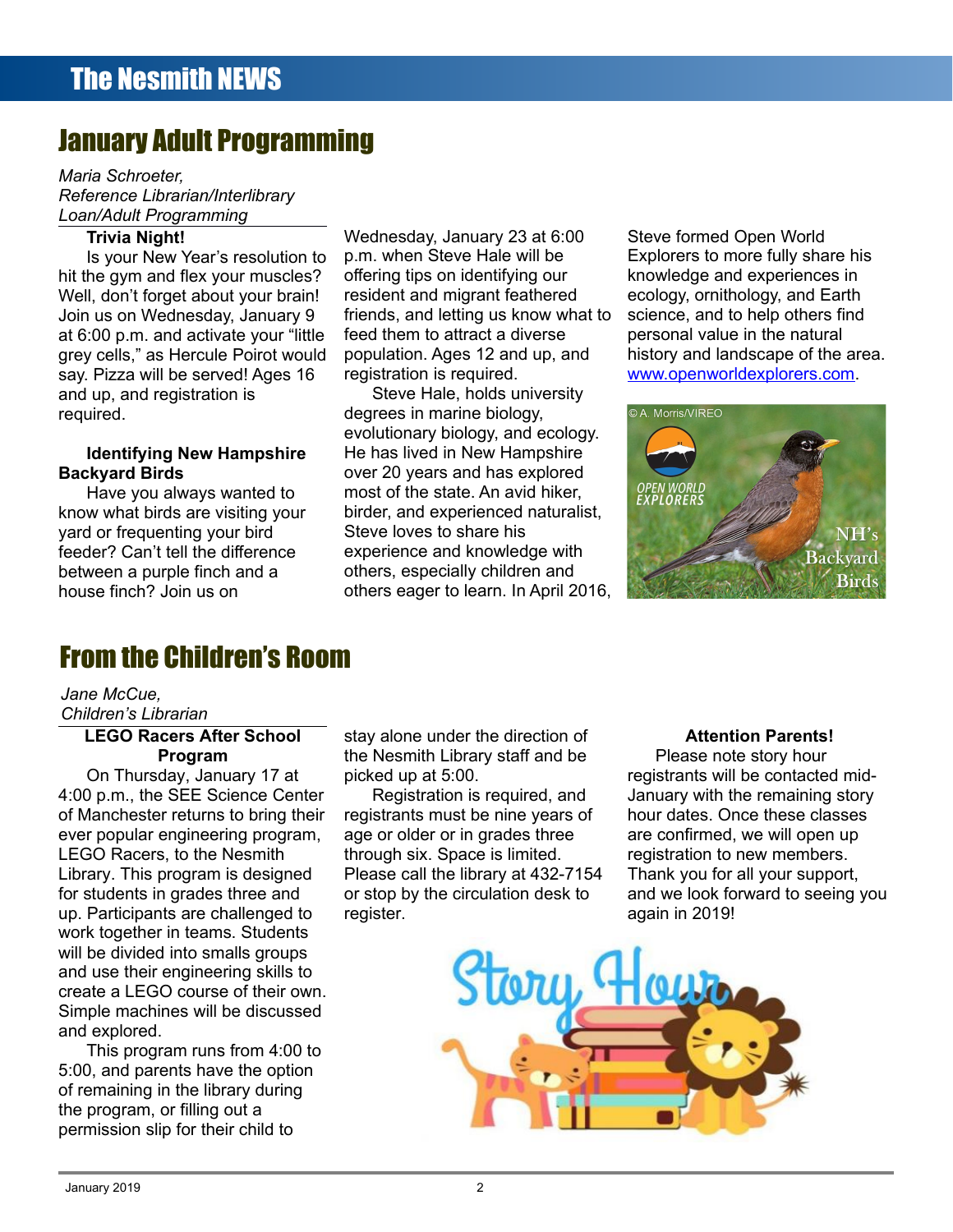## January Adult Programming

*Maria Schroeter, Reference Librarian/Interlibrary Loan/Adult Programming*

**Trivia Night!**

Is your New Year's resolution to hit the gym and flex your muscles? Well, don't forget about your brain! Join us on Wednesday, January 9 at 6:00 p.m. and activate your "little grey cells," as Hercule Poirot would say. Pizza will be served! Ages 16 and up, and registration is required.

**Identifying New Hampshire Backyard Birds**

Have you always wanted to know what birds are visiting your yard or frequenting your bird feeder? Can't tell the difference between a purple finch and a house finch? Join us on Wednesday, January 23 at 6:00 p.m. when Steve Hale will be offering tips on identifying our resident and migrant feathered friends, and letting us know what to feed them to attract a diverse population. Ages 12 and up, and registration is required.

Steve Hale, holds university degrees in marine biology, evolutionary biology, and ecology. He has lived in New Hampshire over 20 years and has explored most of the state. An avid hiker, birder, and experienced naturalist, Steve loves to share his experience and knowledge with others, especially children and others eager to learn. In April 2016, Steve formed Open World Explorers to more fully share his knowledge and experiences in ecology, ornithology, and Earth science, and to help others find personal value in the natural history and landscape of the area. www.openworldexplorers.com.

## From the Children's Room

*Jane McCue, Children's Librarian*

**LEGO Racers After School Program**

On Thursday, January 17 at 4:00 p.m., the SEE Science Center of Manchester returns to bring their ever popular engineering program, LEGO Racers, to the Nesmith Library. This program is designed for students in grades three and up. Participants are challenged to work together in teams. Students will be divided into smalls groups and use their engineering skills to create a LEGO course of their own. Simple machines will be discussed and explored.

This program runs from 4:00 to 5:00, and parents have the option of remaining in the library during the program, or filling out a permission slip for their child to stay alone under the direction of the Nesmith Library staff and be picked up at 5:00.

Registration is required, and registrants must be nine years of age or older or in grades three through six. Space is limited. Please call the library at 432-7154 or stop by the circulation desk to register.

**Attention Parents!**

Please note story hour registrants will be contacted mid-January with the remaining story hour dates. Once these classes are confirmed, we will open up registration to new members. Thank you for all your support, and we look forward to seeing you again in 2019!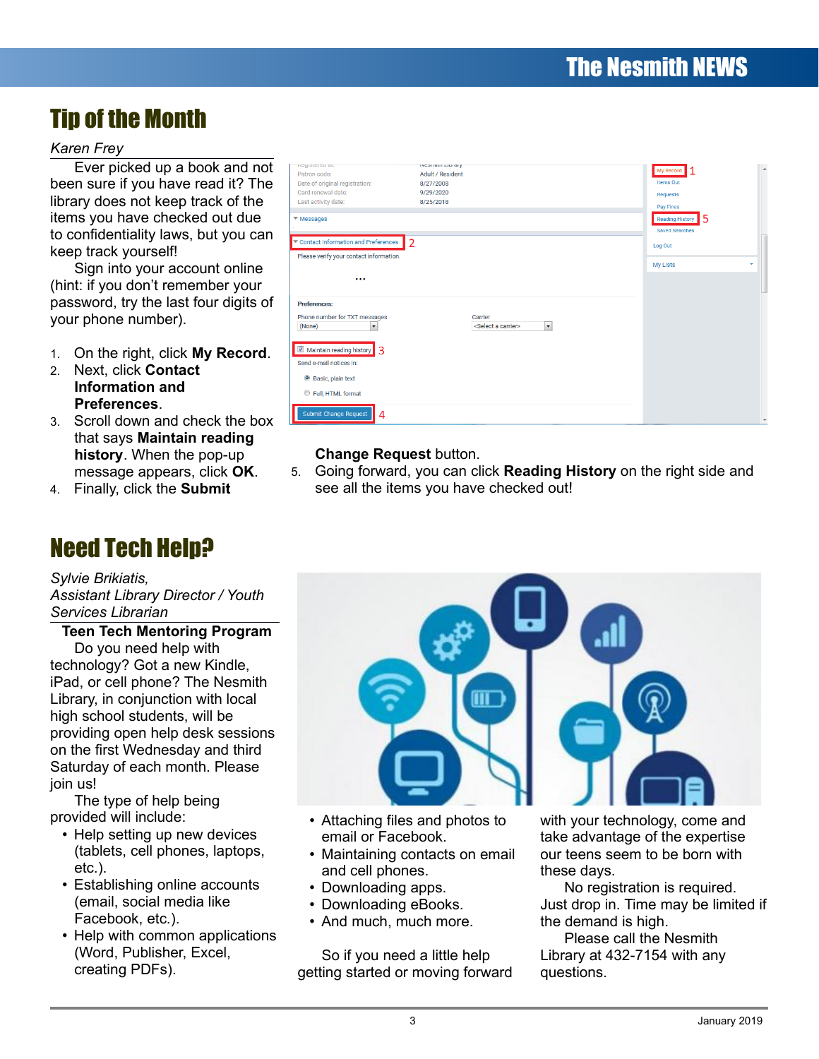## Tip of the Month

*Karen Frey*

Ever picked up a book and not been sure if you have read it? The library does not keep track of the items you have checked out due to confidentiality laws, but you can keep track yourself!

Sign into your account online (hint: if you don't remember your password, try the last four digits of your phone number).

1. On the right, click **My Record**.
2. Next, click **Contact Information and Preferences**.
3. Scroll down and check the box that says **Maintain reading history**. When the pop-up message appears, click **OK**.
4. Finally, click the **Submit Change Request** button.
5. Going forward, you can click **Reading History** on the right side and see all the items you have checked out!

## Need Tech Help?

*Sylvie Brikiatis,*
*Assistant Library Director / Youth Services Librarian*

**Teen Tech Mentoring Program**

Do you need help with technology? Got a new Kindle, iPad, or cell phone? The Nesmith Library, in conjunction with local high school students, will be providing open help desk sessions on the first Wednesday and third Saturday of each month. Please join us!

The type of help being provided will include:

- Help setting up new devices (tablets, cell phones, laptops, etc.).
- Establishing online accounts (email, social media like Facebook, etc.).
- Help with common applications (Word, Publisher, Excel, creating PDFs).
- Attaching files and photos to email or Facebook.
- Maintaining contacts on email and cell phones.
- Downloading apps.
- Downloading eBooks.
- And much, much more.

So if you need a little help getting started or moving forward with your technology, come and take advantage of the expertise our teens seem to be born with these days.

No registration is required. Just drop in. Time may be limited if the demand is high.

Please call the Nesmith Library at 432-7154 with any questions.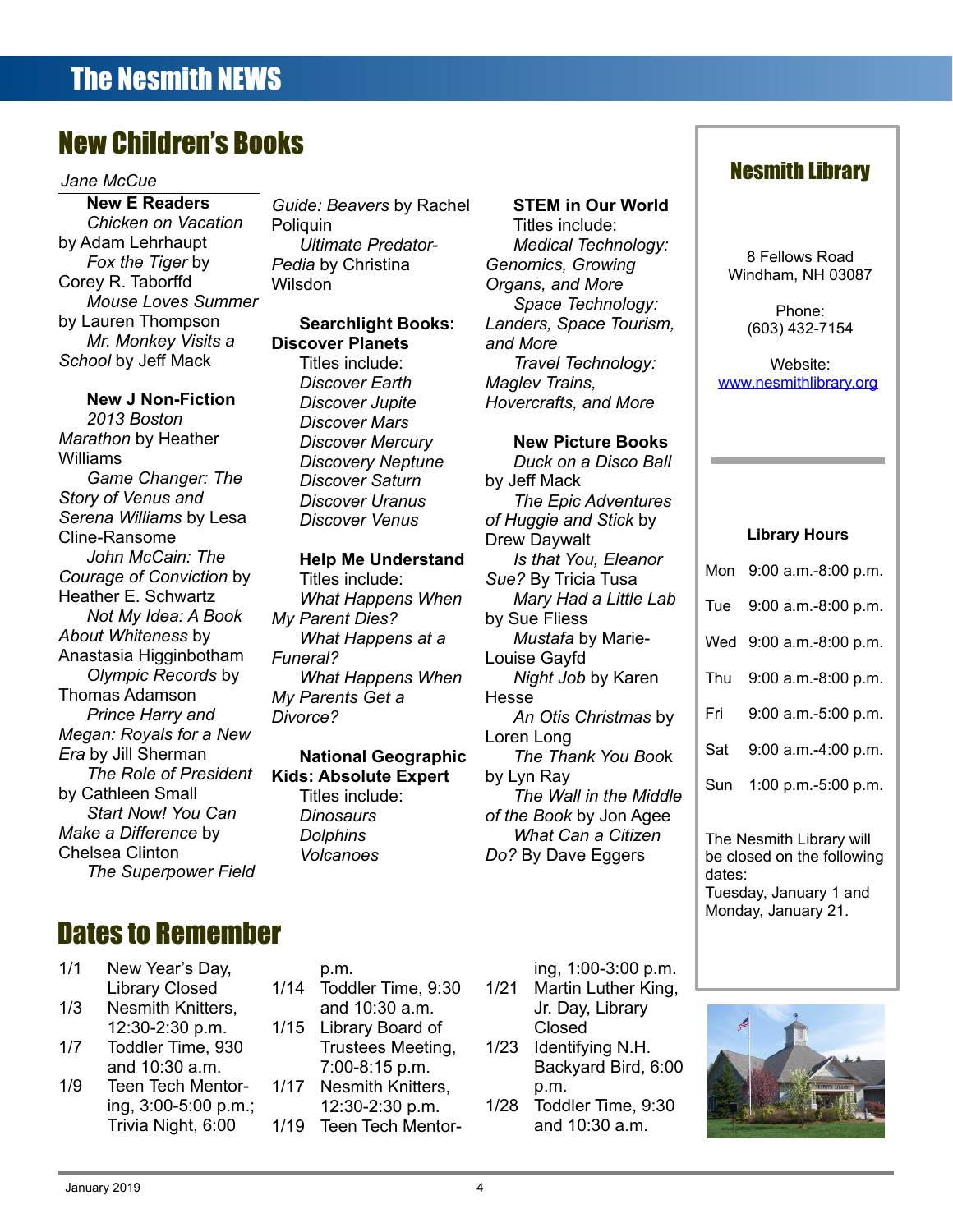## New Children's Books

*Jane McCue*

**New E Readers**

*Chicken on Vacation* by Adam Lehrhaupt

*Fox the Tiger* by Corey R. Taborffd

*Mouse Loves Summer* by Lauren Thompson

*Mr. Monkey Visits a School* by Jeff Mack

**New J Non-Fiction**

*2013 Boston Marathon* by Heather Williams

*Game Changer: The Story of Venus and Serena Williams* by Lesa Cline-Ransome

*John McCain: The Courage of Conviction* by Heather E. Schwartz

*Not My Idea: A Book About Whiteness* by Anastasia Higginbotham

*Olympic Records* by Thomas Adamson

*Prince Harry and Megan: Royals for a New Era* by Jill Sherman

*The Role of President* by Cathleen Small

*Start Now! You Can Make a Difference* by Chelsea Clinton

*The Superpower Field Guide: Beavers* by Rachel Poliquin

*Ultimate Predator-Pedia* by Christina Wilsdon

**Searchlight Books: Discover Planets**

Titles include:

*Discover Earth*
*Discover Jupite*
*Discover Mars*
*Discover Mercury*
*Discovery Neptune*
*Discover Saturn*
*Discover Uranus*
*Discover Venus*

**Help Me Understand**

Titles include:

*What Happens When My Parent Dies?*

*What Happens at a Funeral?*

*What Happens When My Parents Get a Divorce?*

**National Geographic Kids: Absolute Expert**

Titles include:

*Dinosaurs*
*Dolphins*
*Volcanoes*

**STEM in Our World**

Titles include:

*Medical Technology: Genomics, Growing Organs, and More*

*Space Technology: Landers, Space Tourism, and More*

*Travel Technology: Maglev Trains, Hovercrafts, and More*

**New Picture Books**

*Duck on a Disco Ball* by Jeff Mack

*The Epic Adventures of Huggie and Stick* by Drew Daywalt

*Is that You, Eleanor Sue?* By Tricia Tusa

*Mary Had a Little Lab* by Sue Fliess

*Mustafa* by Marie-Louise Gayfd

*Night Job* by Karen Hesse

*An Otis Christmas* by Loren Long

*The Thank You Book* by Lyn Ray

*The Wall in the Middle of the Book* by Jon Agee

*What Can a Citizen Do?* By Dave Eggers

## Dates to Remember

| | |
|---|---|
| 1/1 | New Year's Day, Library Closed |
| 1/3 | Nesmith Knitters, 12:30-2:30 p.m. |
| 1/7 | Toddler Time, 930 and 10:30 a.m. |
| 1/9 | Teen Tech Mentoring, 3:00-5:00 p.m.; Trivia Night, 6:00 p.m. |
| 1/14 | Toddler Time, 9:30 and 10:30 a.m. |
| 1/15 | Library Board of Trustees Meeting, 7:00-8:15 p.m. |
| 1/17 | Nesmith Knitters, 12:30-2:30 p.m. |
| 1/19 | Teen Tech Mentoring, 1:00-3:00 p.m. |
| 1/21 | Martin Luther King, Jr. Day, Library Closed |
| 1/23 | Identifying N.H. Backyard Bird, 6:00 p.m. |
| 1/28 | Toddler Time, 9:30 and 10:30 a.m. |

## Nesmith Library

8 Fellows Road
Windham, NH 03087

Phone:
(603) 432-7154

Website:
www.nesmithlibrary.org

**Library Hours**

| | |
|---|---|
| Mon | 9:00 a.m.-8:00 p.m. |
| Tue | 9:00 a.m.-8:00 p.m. |
| Wed | 9:00 a.m.-8:00 p.m. |
| Thu | 9:00 a.m.-8:00 p.m. |
| Fri | 9:00 a.m.-5:00 p.m. |
| Sat | 9:00 a.m.-4:00 p.m. |
| Sun | 1:00 p.m.-5:00 p.m. |

The Nesmith Library will be closed on the following dates:
Tuesday, January 1 and Monday, January 21.